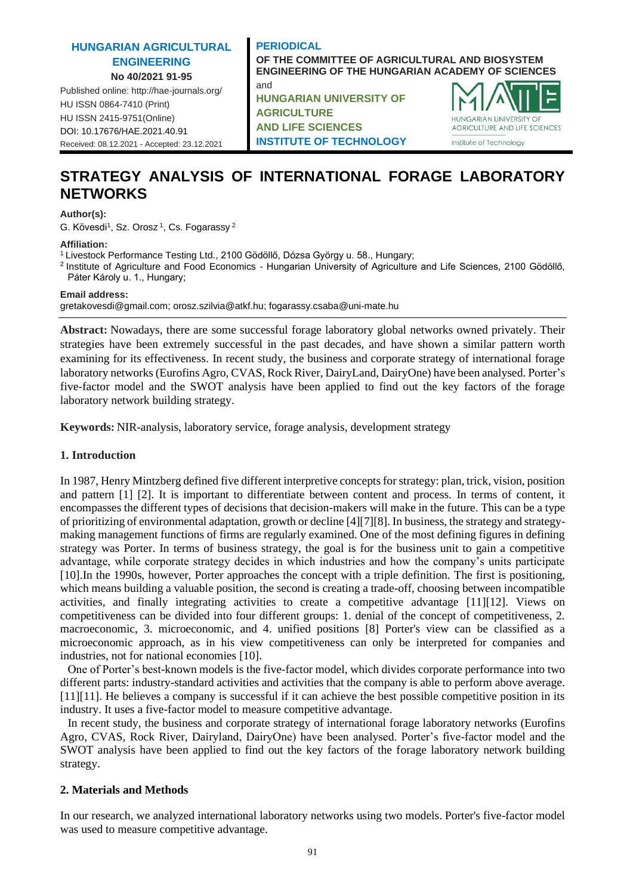HUNGARIAN AGRICULTURAL ENGINEERING

No 40/2021 91-95

Published online: http://hae-journals.org/

HU ISSN 0864-7410 (Print)

HU ISSN 2415-9751(Online)

DOI: 10.17676/HAE.2021.40.91

Received: 08.12.2021 - Accepted: 23.12.2021

PERIODICAL OF THE COMMITTEE OF AGRICULTURAL AND BIOSYSTEM ENGINEERING OF THE HUNGARIAN ACADEMY OF SCIENCES

and

HUNGARIAN UNIVERSITY OF AGRICULTURE AND LIFE SCIENCES INSTITUTE OF TECHNOLOGY

# STRATEGY ANALYSIS OF INTERNATIONAL FORAGE LABORATORY NETWORKS

**Author(s):**

G. Kövesdi[1], Sz. Orosz [1], Cs. Fogarassy [2]

**Affiliation:**

[1] Livestock Performance Testing Ltd., 2100 Gödöllő, Dózsa György u. 58., Hungary;

[2] Institute of Agriculture and Food Economics - Hungarian University of Agriculture and Life Sciences, 2100 Gödöllő, Páter Károly u. 1., Hungary;

**Email address:**

gretakovesdi@gmail.com; orosz.szilvia@atkf.hu; fogarassy.csaba@uni-mate.hu

**Abstract:** Nowadays, there are some successful forage laboratory global networks owned privately. Their strategies have been extremely successful in the past decades, and have shown a similar pattern worth examining for its effectiveness. In recent study, the business and corporate strategy of international forage laboratory networks (Eurofins Agro, CVAS, Rock River, DairyLand, DairyOne) have been analysed. Porter's five-factor model and the SWOT analysis have been applied to find out the key factors of the forage laboratory network building strategy.

**Keywords:** NIR-analysis, laboratory service, forage analysis, development strategy

## 1. Introduction

In 1987, Henry Mintzberg defined five different interpretive concepts for strategy: plan, trick, vision, position and pattern [1] [2]. It is important to differentiate between content and process. In terms of content, it encompasses the different types of decisions that decision-makers will make in the future. This can be a type of prioritizing of environmental adaptation, growth or decline [4][7][8]. In business, the strategy and strategy-making management functions of firms are regularly examined. One of the most defining figures in defining strategy was Porter. In terms of business strategy, the goal is for the business unit to gain a competitive advantage, while corporate strategy decides in which industries and how the company's units participate [10].In the 1990s, however, Porter approaches the concept with a triple definition. The first is positioning, which means building a valuable position, the second is creating a trade-off, choosing between incompatible activities, and finally integrating activities to create a competitive advantage [11][12]. Views on competitiveness can be divided into four different groups: 1. denial of the concept of competitiveness, 2. macroeconomic, 3. microeconomic, and 4. unified positions [8] Porter's view can be classified as a microeconomic approach, as in his view competitiveness can only be interpreted for companies and industries, not for national economies [10].

One of Porter's best-known models is the five-factor model, which divides corporate performance into two different parts: industry-standard activities and activities that the company is able to perform above average. [11][11]. He believes a company is successful if it can achieve the best possible competitive position in its industry. It uses a five-factor model to measure competitive advantage.

In recent study, the business and corporate strategy of international forage laboratory networks (Eurofins Agro, CVAS, Rock River, Dairyland, DairyOne) have been analysed. Porter's five-factor model and the SWOT analysis have been applied to find out the key factors of the forage laboratory network building strategy.

## 2. Materials and Methods

In our research, we analyzed international laboratory networks using two models. Porter's five-factor model was used to measure competitive advantage.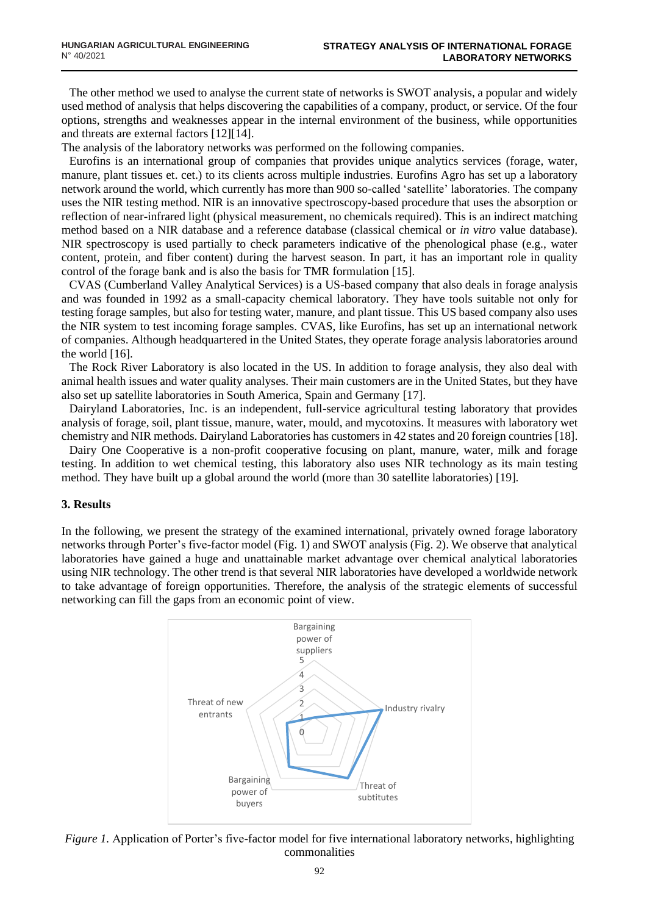The other method we used to analyse the current state of networks is SWOT analysis, a popular and widely used method of analysis that helps discovering the capabilities of a company, product, or service. Of the four options, strengths and weaknesses appear in the internal environment of the business, while opportunities and threats are external factors [12][14].

The analysis of the laboratory networks was performed on the following companies.

Eurofins is an international group of companies that provides unique analytics services (forage, water, manure, plant tissues et. cet.) to its clients across multiple industries. Eurofins Agro has set up a laboratory network around the world, which currently has more than 900 so-called 'satellite' laboratories. The company uses the NIR testing method. NIR is an innovative spectroscopy-based procedure that uses the absorption or reflection of near-infrared light (physical measurement, no chemicals required). This is an indirect matching method based on a NIR database and a reference database (classical chemical or *in vitro* value database). NIR spectroscopy is used partially to check parameters indicative of the phenological phase (e.g., water content, protein, and fiber content) during the harvest season. In part, it has an important role in quality control of the forage bank and is also the basis for TMR formulation [15].

CVAS (Cumberland Valley Analytical Services) is a US-based company that also deals in forage analysis and was founded in 1992 as a small-capacity chemical laboratory. They have tools suitable not only for testing forage samples, but also for testing water, manure, and plant tissue. This US based company also uses the NIR system to test incoming forage samples. CVAS, like Eurofins, has set up an international network of companies. Although headquartered in the United States, they operate forage analysis laboratories around the world [16].

The Rock River Laboratory is also located in the US. In addition to forage analysis, they also deal with animal health issues and water quality analyses. Their main customers are in the United States, but they have also set up satellite laboratories in South America, Spain and Germany [17].

Dairyland Laboratories, Inc. is an independent, full-service agricultural testing laboratory that provides analysis of forage, soil, plant tissue, manure, water, mould, and mycotoxins. It measures with laboratory wet chemistry and NIR methods. Dairyland Laboratories has customers in 42 states and 20 foreign countries [18].

Dairy One Cooperative is a non-profit cooperative focusing on plant, manure, water, milk and forage testing. In addition to wet chemical testing, this laboratory also uses NIR technology as its main testing method. They have built up a global around the world (more than 30 satellite laboratories) [19].

### 3. Results

In the following, we present the strategy of the examined international, privately owned forage laboratory networks through Porter's five-factor model (Fig. 1) and SWOT analysis (Fig. 2). We observe that analytical laboratories have gained a huge and unattainable market advantage over chemical analytical laboratories using NIR technology. The other trend is that several NIR laboratories have developed a worldwide network to take advantage of foreign opportunities. Therefore, the analysis of the strategic elements of successful networking can fill the gaps from an economic point of view.

*Figure 1.* Application of Porter's five-factor model for five international laboratory networks, highlighting commonalities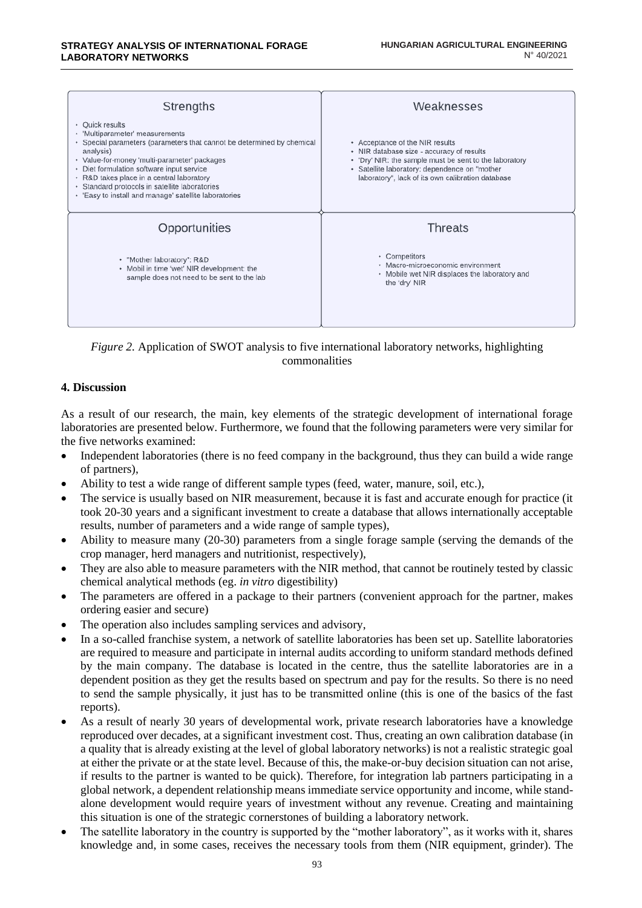## Strengths

- Quick results
- 'Multiparameter' measurements
- Special parameters (parameters that cannot be determined by chemical analysis)
- Value-for-money 'multi-parameter' packages
- Diet formulation software input service
- R&D takes place in a central laboratory
- Standard protocols in satellite laboratories
- 'Easy to install and manage' satellite laboratories

## Weaknesses

- Acceptance of the NIR results
- NIR database size - accuracy of results
- 'Dry' NIR: the sample must be sent to the laboratory
- Satellite laboratory: dependence on "mother laboratory", lack of its own calibration database

## Opportunities

- "Mother laboratory": R&D
- Mobil in time 'wet' NIR development: the sample does not need to be sent to the lab

## Threats

- Competitors
- Macro-microeconomic environment
- Mobile wet NIR displaces the laboratory and the 'dry' NIR

*Figure 2.* Application of SWOT analysis to five international laboratory networks, highlighting commonalities

## 4. Discussion

As a result of our research, the main, key elements of the strategic development of international forage laboratories are presented below. Furthermore, we found that the following parameters were very similar for the five networks examined:

- Independent laboratories (there is no feed company in the background, thus they can build a wide range of partners),
- Ability to test a wide range of different sample types (feed, water, manure, soil, etc.),
- The service is usually based on NIR measurement, because it is fast and accurate enough for practice (it took 20-30 years and a significant investment to create a database that allows internationally acceptable results, number of parameters and a wide range of sample types),
- Ability to measure many (20-30) parameters from a single forage sample (serving the demands of the crop manager, herd managers and nutritionist, respectively),
- They are also able to measure parameters with the NIR method, that cannot be routinely tested by classic chemical analytical methods (eg. *in vitro* digestibility)
- The parameters are offered in a package to their partners (convenient approach for the partner, makes ordering easier and secure)
- The operation also includes sampling services and advisory,
- In a so-called franchise system, a network of satellite laboratories has been set up. Satellite laboratories are required to measure and participate in internal audits according to uniform standard methods defined by the main company. The database is located in the centre, thus the satellite laboratories are in a dependent position as they get the results based on spectrum and pay for the results. So there is no need to send the sample physically, it just has to be transmitted online (this is one of the basics of the fast reports).
- As a result of nearly 30 years of developmental work, private research laboratories have a knowledge reproduced over decades, at a significant investment cost. Thus, creating an own calibration database (in a quality that is already existing at the level of global laboratory networks) is not a realistic strategic goal at either the private or at the state level. Because of this, the make-or-buy decision situation can not arise, if results to the partner is wanted to be quick). Therefore, for integration lab partners participating in a global network, a dependent relationship means immediate service opportunity and income, while stand-alone development would require years of investment without any revenue. Creating and maintaining this situation is one of the strategic cornerstones of building a laboratory network.
- The satellite laboratory in the country is supported by the "mother laboratory", as it works with it, shares knowledge and, in some cases, receives the necessary tools from them (NIR equipment, grinder). The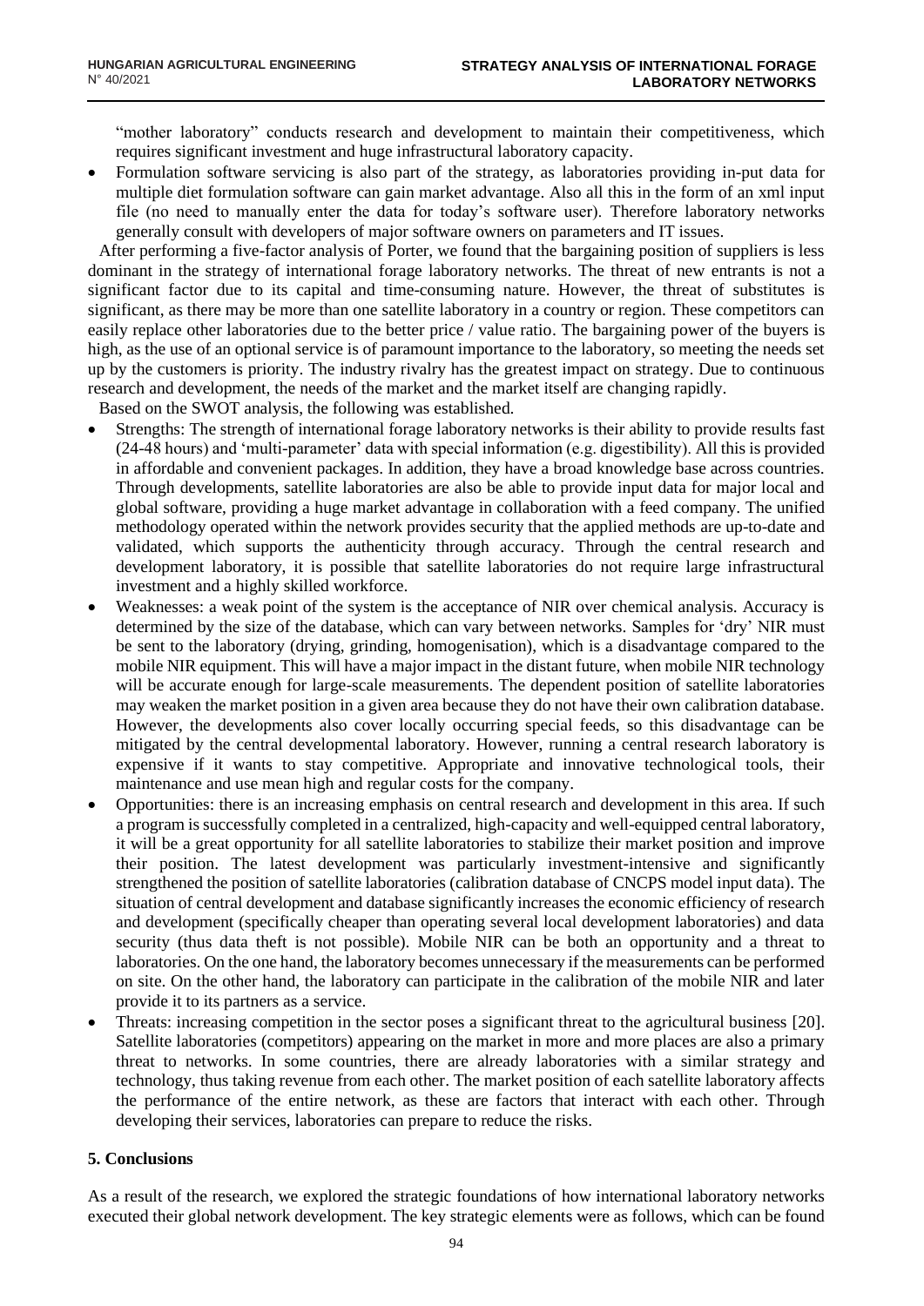"mother laboratory" conducts research and development to maintain their competitiveness, which requires significant investment and huge infrastructural laboratory capacity.

- Formulation software servicing is also part of the strategy, as laboratories providing in-put data for multiple diet formulation software can gain market advantage. Also all this in the form of an xml input file (no need to manually enter the data for today's software user). Therefore laboratory networks generally consult with developers of major software owners on parameters and IT issues.

After performing a five-factor analysis of Porter, we found that the bargaining position of suppliers is less dominant in the strategy of international forage laboratory networks. The threat of new entrants is not a significant factor due to its capital and time-consuming nature. However, the threat of substitutes is significant, as there may be more than one satellite laboratory in a country or region. These competitors can easily replace other laboratories due to the better price / value ratio. The bargaining power of the buyers is high, as the use of an optional service is of paramount importance to the laboratory, so meeting the needs set up by the customers is priority. The industry rivalry has the greatest impact on strategy. Due to continuous research and development, the needs of the market and the market itself are changing rapidly.

Based on the SWOT analysis, the following was established.

- Strengths: The strength of international forage laboratory networks is their ability to provide results fast (24-48 hours) and 'multi-parameter' data with special information (e.g. digestibility). All this is provided in affordable and convenient packages. In addition, they have a broad knowledge base across countries. Through developments, satellite laboratories are also be able to provide input data for major local and global software, providing a huge market advantage in collaboration with a feed company. The unified methodology operated within the network provides security that the applied methods are up-to-date and validated, which supports the authenticity through accuracy. Through the central research and development laboratory, it is possible that satellite laboratories do not require large infrastructural investment and a highly skilled workforce.
- Weaknesses: a weak point of the system is the acceptance of NIR over chemical analysis. Accuracy is determined by the size of the database, which can vary between networks. Samples for 'dry' NIR must be sent to the laboratory (drying, grinding, homogenisation), which is a disadvantage compared to the mobile NIR equipment. This will have a major impact in the distant future, when mobile NIR technology will be accurate enough for large-scale measurements. The dependent position of satellite laboratories may weaken the market position in a given area because they do not have their own calibration database. However, the developments also cover locally occurring special feeds, so this disadvantage can be mitigated by the central developmental laboratory. However, running a central research laboratory is expensive if it wants to stay competitive. Appropriate and innovative technological tools, their maintenance and use mean high and regular costs for the company.
- Opportunities: there is an increasing emphasis on central research and development in this area. If such a program is successfully completed in a centralized, high-capacity and well-equipped central laboratory, it will be a great opportunity for all satellite laboratories to stabilize their market position and improve their position. The latest development was particularly investment-intensive and significantly strengthened the position of satellite laboratories (calibration database of CNCPS model input data). The situation of central development and database significantly increases the economic efficiency of research and development (specifically cheaper than operating several local development laboratories) and data security (thus data theft is not possible). Mobile NIR can be both an opportunity and a threat to laboratories. On the one hand, the laboratory becomes unnecessary if the measurements can be performed on site. On the other hand, the laboratory can participate in the calibration of the mobile NIR and later provide it to its partners as a service.
- Threats: increasing competition in the sector poses a significant threat to the agricultural business [20]. Satellite laboratories (competitors) appearing on the market in more and more places are also a primary threat to networks. In some countries, there are already laboratories with a similar strategy and technology, thus taking revenue from each other. The market position of each satellite laboratory affects the performance of the entire network, as these are factors that interact with each other. Through developing their services, laboratories can prepare to reduce the risks.

## 5. Conclusions

As a result of the research, we explored the strategic foundations of how international laboratory networks executed their global network development. The key strategic elements were as follows, which can be found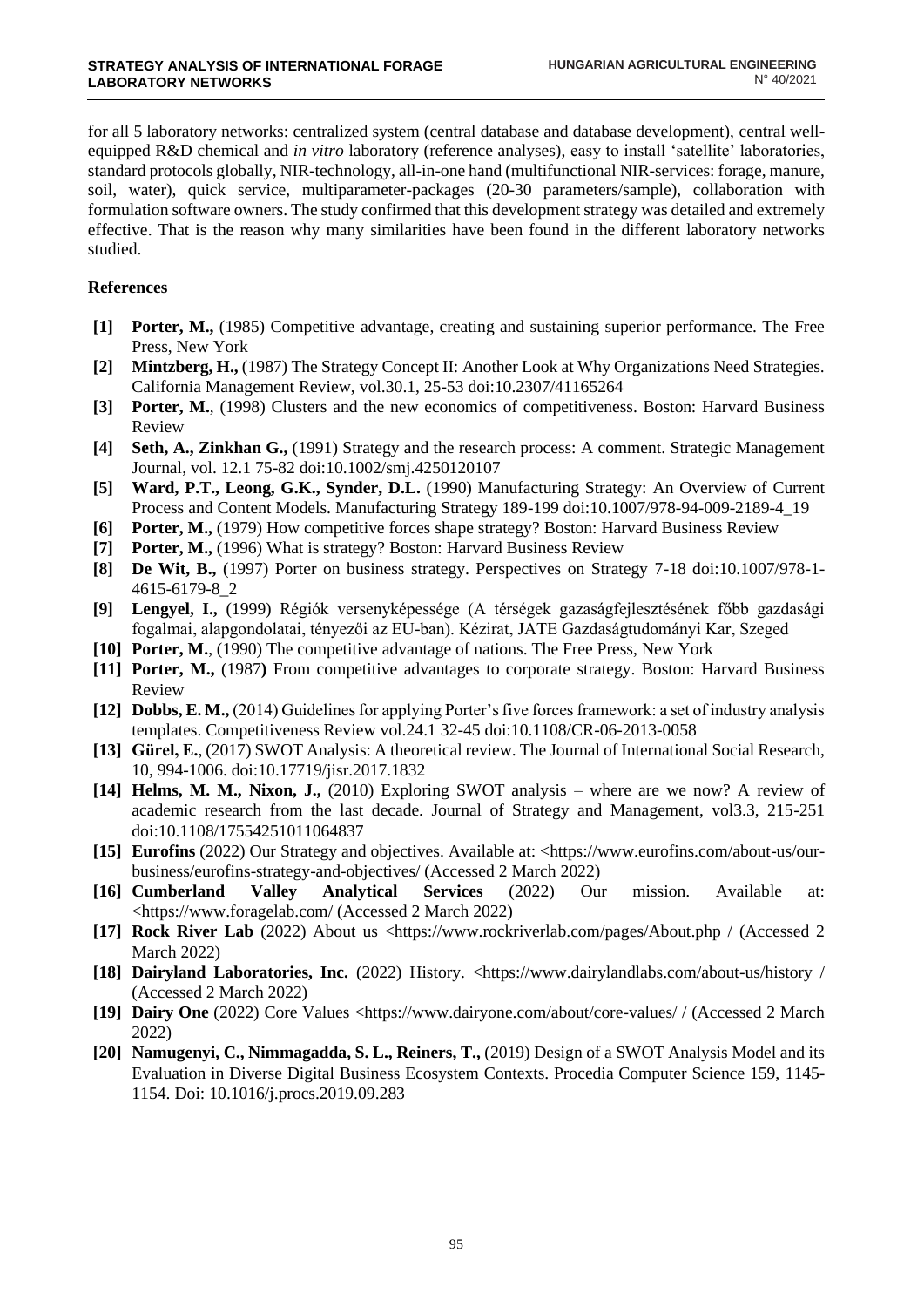for all 5 laboratory networks: centralized system (central database and database development), central well-equipped R&D chemical and *in vitro* laboratory (reference analyses), easy to install 'satellite' laboratories, standard protocols globally, NIR-technology, all-in-one hand (multifunctional NIR-services: forage, manure, soil, water), quick service, multiparameter-packages (20-30 parameters/sample), collaboration with formulation software owners. The study confirmed that this development strategy was detailed and extremely effective. That is the reason why many similarities have been found in the different laboratory networks studied.

## References

- [1] **Porter, M.,** (1985) Competitive advantage, creating and sustaining superior performance. The Free Press, New York
- [2] **Mintzberg, H.,** (1987) The Strategy Concept II: Another Look at Why Organizations Need Strategies. California Management Review, vol.30.1, 25-53 doi:10.2307/41165264
- [3] **Porter, M.**, (1998) Clusters and the new economics of competitiveness. Boston: Harvard Business Review
- [4] **Seth, A., Zinkhan G.,** (1991) Strategy and the research process: A comment. Strategic Management Journal, vol. 12.1 75-82 doi:10.1002/smj.4250120107
- [5] **Ward, P.T., Leong, G.K., Synder, D.L.** (1990) Manufacturing Strategy: An Overview of Current Process and Content Models. Manufacturing Strategy 189-199 doi:10.1007/978-94-009-2189-4_19
- [6] **Porter, M.,** (1979) How competitive forces shape strategy? Boston: Harvard Business Review
- [7] **Porter, M.,** (1996) What is strategy? Boston: Harvard Business Review
- [8] **De Wit, B.,** (1997) Porter on business strategy. Perspectives on Strategy 7-18 doi:10.1007/978-1-4615-6179-8_2
- [9] **Lengyel, I.,** (1999) Régiók versenyképessége (A térségek gazaságfejlesztésének főbb gazdasági fogalmai, alapgondolatai, tényezői az EU-ban). Kézirat, JATE Gazdaságtudományi Kar, Szeged
- [10] **Porter, M.**, (1990) The competitive advantage of nations. The Free Press, New York
- [11] **Porter, M.,** (1987**)** From competitive advantages to corporate strategy. Boston: Harvard Business Review
- [12] **Dobbs, E. M.,** (2014) Guidelines for applying Porter's five forces framework: a set of industry analysis templates. Competitiveness Review vol.24.1 32-45 doi:10.1108/CR-06-2013-0058
- [13] **Gürel, E.**, (2017) SWOT Analysis: A theoretical review. The Journal of International Social Research, 10, 994-1006. doi:10.17719/jisr.2017.1832
- [14] **Helms, M. M., Nixon, J.,** (2010) Exploring SWOT analysis – where are we now? A review of academic research from the last decade. Journal of Strategy and Management, vol3.3, 215-251 doi:10.1108/17554251011064837
- [15] **Eurofins** (2022) Our Strategy and objectives. Available at: <https://www.eurofins.com/about-us/our-business/eurofins-strategy-and-objectives/ (Accessed 2 March 2022)
- [16] **Cumberland Valley Analytical Services** (2022) Our mission. Available at: <https://www.foragelab.com/ (Accessed 2 March 2022)
- [17] **Rock River Lab** (2022) About us <https://www.rockriverlab.com/pages/About.php / (Accessed 2 March 2022)
- [18] **Dairyland Laboratories, Inc.** (2022) History. <https://www.dairylandlabs.com/about-us/history / (Accessed 2 March 2022)
- [19] **Dairy One** (2022) Core Values <https://www.dairyone.com/about/core-values/ / (Accessed 2 March 2022)
- [20] **Namugenyi, C., Nimmagadda, S. L., Reiners, T.,** (2019) Design of a SWOT Analysis Model and its Evaluation in Diverse Digital Business Ecosystem Contexts. Procedia Computer Science 159, 1145-1154. Doi: 10.1016/j.procs.2019.09.283